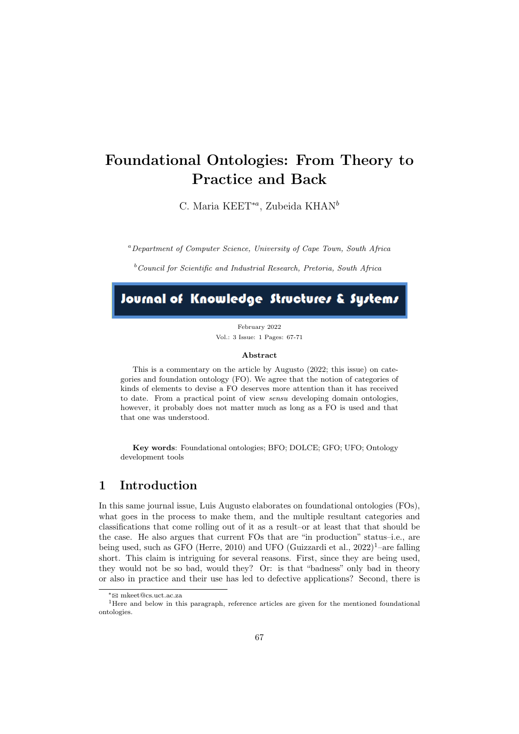# Foundational Ontologies: From Theory to Practice and Back

C. Maria KEET*[a], Zubeida KHAN[b]

[a]*Department of Computer Science, University of Cape Town, South Africa*

[b]*Council for Scientific and Industrial Research, Pretoria, South Africa*

Journal of Knowledge Structures & Systems

February 2022
Vol.: 3 Issue: 1 Pages: 67-71

### Abstract

This is a commentary on the article by Augusto (2022; this issue) on categories and foundation ontology (FO). We agree that the notion of categories of kinds of elements to devise a FO deserves more attention than it has received to date. From a practical point of view *sensu* developing domain ontologies, however, it probably does not matter much as long as a FO is used and that that one was understood.

**Key words**: Foundational ontologies; BFO; DOLCE; GFO; UFO; Ontology development tools

## 1 Introduction

In this same journal issue, Luis Augusto elaborates on foundational ontologies (FOs), what goes in the process to make them, and the multiple resultant categories and classifications that come rolling out of it as a result–or at least that that should be the case. He also argues that current FOs that are "in production" status–i.e., are being used, such as GFO (Herre, 2010) and UFO (Guizzardi et al., 2022)[1]–are falling short. This claim is intriguing for several reasons. First, since they are being used, they would not be so bad, would they? Or: is that "badness" only bad in theory or also in practice and their use has led to defective applications? Second, there is

*✉ mkeet@cs.uct.ac.za

[1]Here and below in this paragraph, reference articles are given for the mentioned foundational ontologies.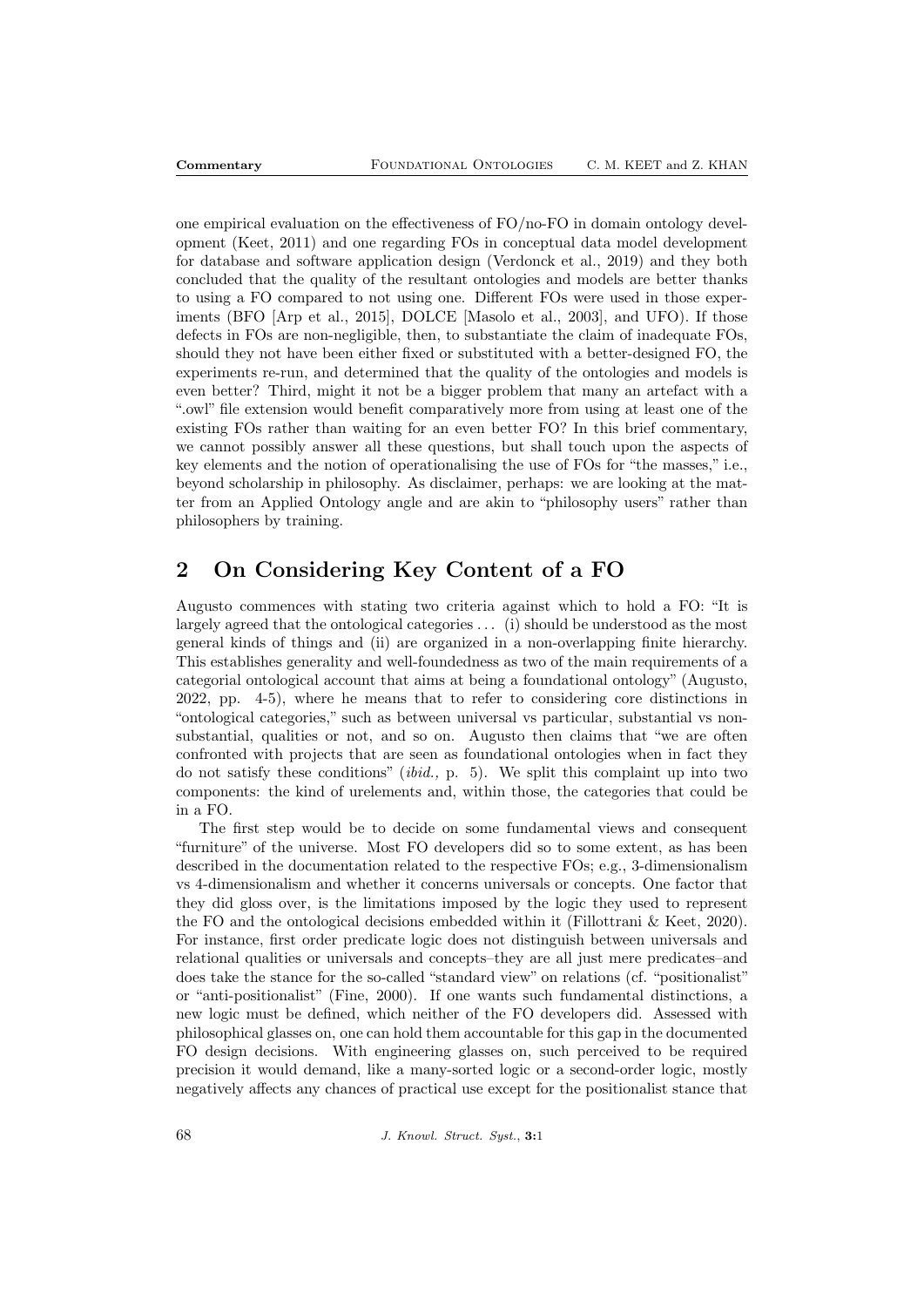one empirical evaluation on the effectiveness of FO/no-FO in domain ontology development (Keet, 2011) and one regarding FOs in conceptual data model development for database and software application design (Verdonck et al., 2019) and they both concluded that the quality of the resultant ontologies and models are better thanks to using a FO compared to not using one. Different FOs were used in those experiments (BFO [Arp et al., 2015], DOLCE [Masolo et al., 2003], and UFO). If those defects in FOs are non-negligible, then, to substantiate the claim of inadequate FOs, should they not have been either fixed or substituted with a better-designed FO, the experiments re-run, and determined that the quality of the ontologies and models is even better? Third, might it not be a bigger problem that many an artefact with a ".owl" file extension would benefit comparatively more from using at least one of the existing FOs rather than waiting for an even better FO? In this brief commentary, we cannot possibly answer all these questions, but shall touch upon the aspects of key elements and the notion of operationalising the use of FOs for "the masses," i.e., beyond scholarship in philosophy. As disclaimer, perhaps: we are looking at the matter from an Applied Ontology angle and are akin to "philosophy users" rather than philosophers by training.

## 2 On Considering Key Content of a FO

Augusto commences with stating two criteria against which to hold a FO: "It is largely agreed that the ontological categories ... (i) should be understood as the most general kinds of things and (ii) are organized in a non-overlapping finite hierarchy. This establishes generality and well-foundedness as two of the main requirements of a categorial ontological account that aims at being a foundational ontology" (Augusto, 2022, pp. 4-5), where he means that to refer to considering core distinctions in "ontological categories," such as between universal vs particular, substantial vs non-substantial, qualities or not, and so on. Augusto then claims that "we are often confronted with projects that are seen as foundational ontologies when in fact they do not satisfy these conditions" (*ibid.,* p. 5). We split this complaint up into two components: the kind of urelements and, within those, the categories that could be in a FO.

The first step would be to decide on some fundamental views and consequent "furniture" of the universe. Most FO developers did so to some extent, as has been described in the documentation related to the respective FOs; e.g., 3-dimensionalism vs 4-dimensionalism and whether it concerns universals or concepts. One factor that they did gloss over, is the limitations imposed by the logic they used to represent the FO and the ontological decisions embedded within it (Fillottrani & Keet, 2020). For instance, first order predicate logic does not distinguish between universals and relational qualities or universals and concepts–they are all just mere predicates–and does take the stance for the so-called "standard view" on relations (cf. "positionalist" or "anti-positionalist" (Fine, 2000). If one wants such fundamental distinctions, a new logic must be defined, which neither of the FO developers did. Assessed with philosophical glasses on, one can hold them accountable for this gap in the documented FO design decisions. With engineering glasses on, such perceived to be required precision it would demand, like a many-sorted logic or a second-order logic, mostly negatively affects any chances of practical use except for the positionalist stance that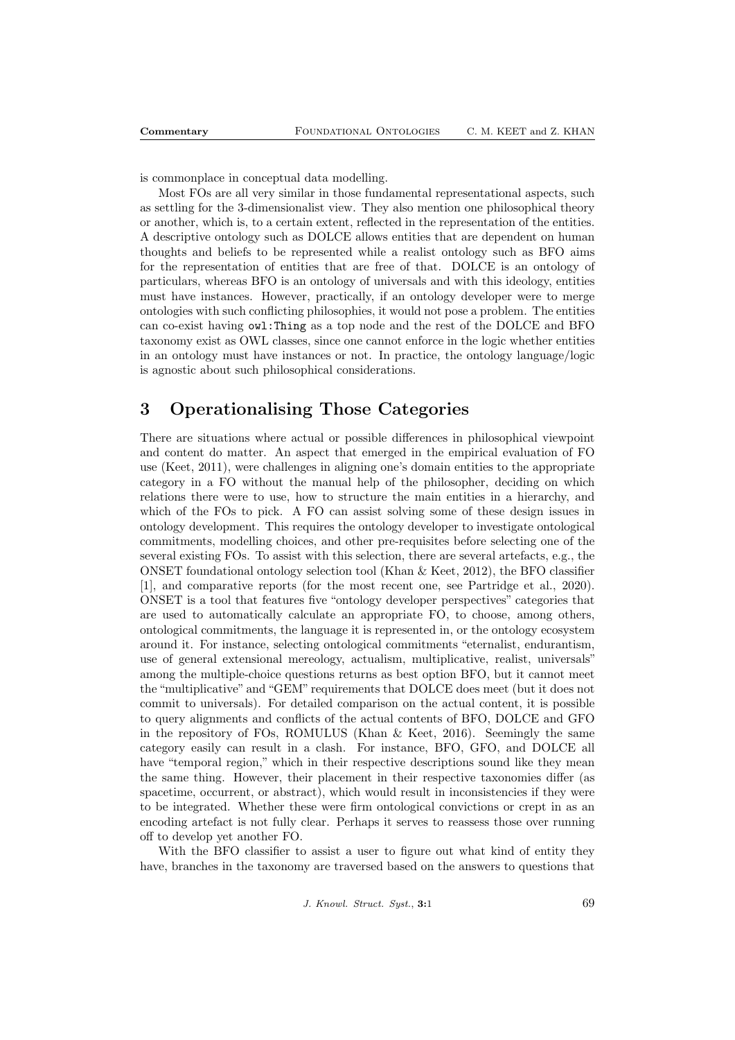is commonplace in conceptual data modelling.

Most FOs are all very similar in those fundamental representational aspects, such as settling for the 3-dimensionalist view. They also mention one philosophical theory or another, which is, to a certain extent, reflected in the representation of the entities. A descriptive ontology such as DOLCE allows entities that are dependent on human thoughts and beliefs to be represented while a realist ontology such as BFO aims for the representation of entities that are free of that. DOLCE is an ontology of particulars, whereas BFO is an ontology of universals and with this ideology, entities must have instances. However, practically, if an ontology developer were to merge ontologies with such conflicting philosophies, it would not pose a problem. The entities can co-exist having `owl:Thing` as a top node and the rest of the DOLCE and BFO taxonomy exist as OWL classes, since one cannot enforce in the logic whether entities in an ontology must have instances or not. In practice, the ontology language/logic is agnostic about such philosophical considerations.

# 3 Operationalising Those Categories

There are situations where actual or possible differences in philosophical viewpoint and content do matter. An aspect that emerged in the empirical evaluation of FO use (Keet, 2011), were challenges in aligning one's domain entities to the appropriate category in a FO without the manual help of the philosopher, deciding on which relations there were to use, how to structure the main entities in a hierarchy, and which of the FOs to pick. A FO can assist solving some of these design issues in ontology development. This requires the ontology developer to investigate ontological commitments, modelling choices, and other pre-requisites before selecting one of the several existing FOs. To assist with this selection, there are several artefacts, e.g., the ONSET foundational ontology selection tool (Khan & Keet, 2012), the BFO classifier [1], and comparative reports (for the most recent one, see Partridge et al., 2020). ONSET is a tool that features five "ontology developer perspectives" categories that are used to automatically calculate an appropriate FO, to choose, among others, ontological commitments, the language it is represented in, or the ontology ecosystem around it. For instance, selecting ontological commitments "eternalist, endurantism, use of general extensional mereology, actualism, multiplicative, realist, universals" among the multiple-choice questions returns as best option BFO, but it cannot meet the "multiplicative" and "GEM" requirements that DOLCE does meet (but it does not commit to universals). For detailed comparison on the actual content, it is possible to query alignments and conflicts of the actual contents of BFO, DOLCE and GFO in the repository of FOs, ROMULUS (Khan & Keet, 2016). Seemingly the same category easily can result in a clash. For instance, BFO, GFO, and DOLCE all have "temporal region," which in their respective descriptions sound like they mean the same thing. However, their placement in their respective taxonomies differ (as spacetime, occurrent, or abstract), which would result in inconsistencies if they were to be integrated. Whether these were firm ontological convictions or crept in as an encoding artefact is not fully clear. Perhaps it serves to reassess those over running off to develop yet another FO.

With the BFO classifier to assist a user to figure out what kind of entity they have, branches in the taxonomy are traversed based on the answers to questions that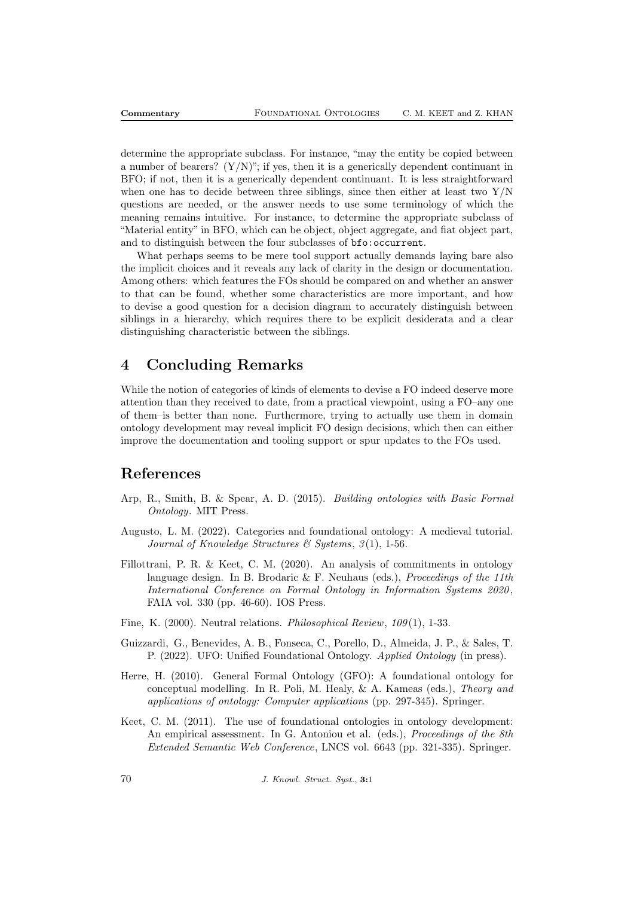determine the appropriate subclass. For instance, "may the entity be copied between a number of bearers? (Y/N)"; if yes, then it is a generically dependent continuant in BFO; if not, then it is a generically dependent continuant. It is less straightforward when one has to decide between three siblings, since then either at least two Y/N questions are needed, or the answer needs to use some terminology of which the meaning remains intuitive. For instance, to determine the appropriate subclass of "Material entity" in BFO, which can be object, object aggregate, and fiat object part, and to distinguish between the four subclasses of `bfo:occurrent`.

What perhaps seems to be mere tool support actually demands laying bare also the implicit choices and it reveals any lack of clarity in the design or documentation. Among others: which features the FOs should be compared on and whether an answer to that can be found, whether some characteristics are more important, and how to devise a good question for a decision diagram to accurately distinguish between siblings in a hierarchy, which requires there to be explicit desiderata and a clear distinguishing characteristic between the siblings.

# 4 Concluding Remarks

While the notion of categories of kinds of elements to devise a FO indeed deserve more attention than they received to date, from a practical viewpoint, using a FO–any one of them–is better than none. Furthermore, trying to actually use them in domain ontology development may reveal implicit FO design decisions, which then can either improve the documentation and tooling support or spur updates to the FOs used.

# References

Arp, R., Smith, B. & Spear, A. D. (2015). *Building ontologies with Basic Formal Ontology*. MIT Press.

Augusto, L. M. (2022). Categories and foundational ontology: A medieval tutorial. *Journal of Knowledge Structures & Systems*, *3*(1), 1-56.

Fillottrani, P. R. & Keet, C. M. (2020). An analysis of commitments in ontology language design. In B. Brodaric & F. Neuhaus (eds.), *Proceedings of the 11th International Conference on Formal Ontology in Information Systems 2020*, FAIA vol. 330 (pp. 46-60). IOS Press.

Fine, K. (2000). Neutral relations. *Philosophical Review*, *109*(1), 1-33.

Guizzardi, G., Benevides, A. B., Fonseca, C., Porello, D., Almeida, J. P., & Sales, T. P. (2022). UFO: Unified Foundational Ontology. *Applied Ontology* (in press).

Herre, H. (2010). General Formal Ontology (GFO): A foundational ontology for conceptual modelling. In R. Poli, M. Healy, & A. Kameas (eds.), *Theory and applications of ontology: Computer applications* (pp. 297-345). Springer.

Keet, C. M. (2011). The use of foundational ontologies in ontology development: An empirical assessment. In G. Antoniou et al. (eds.), *Proceedings of the 8th Extended Semantic Web Conference*, LNCS vol. 6643 (pp. 321-335). Springer.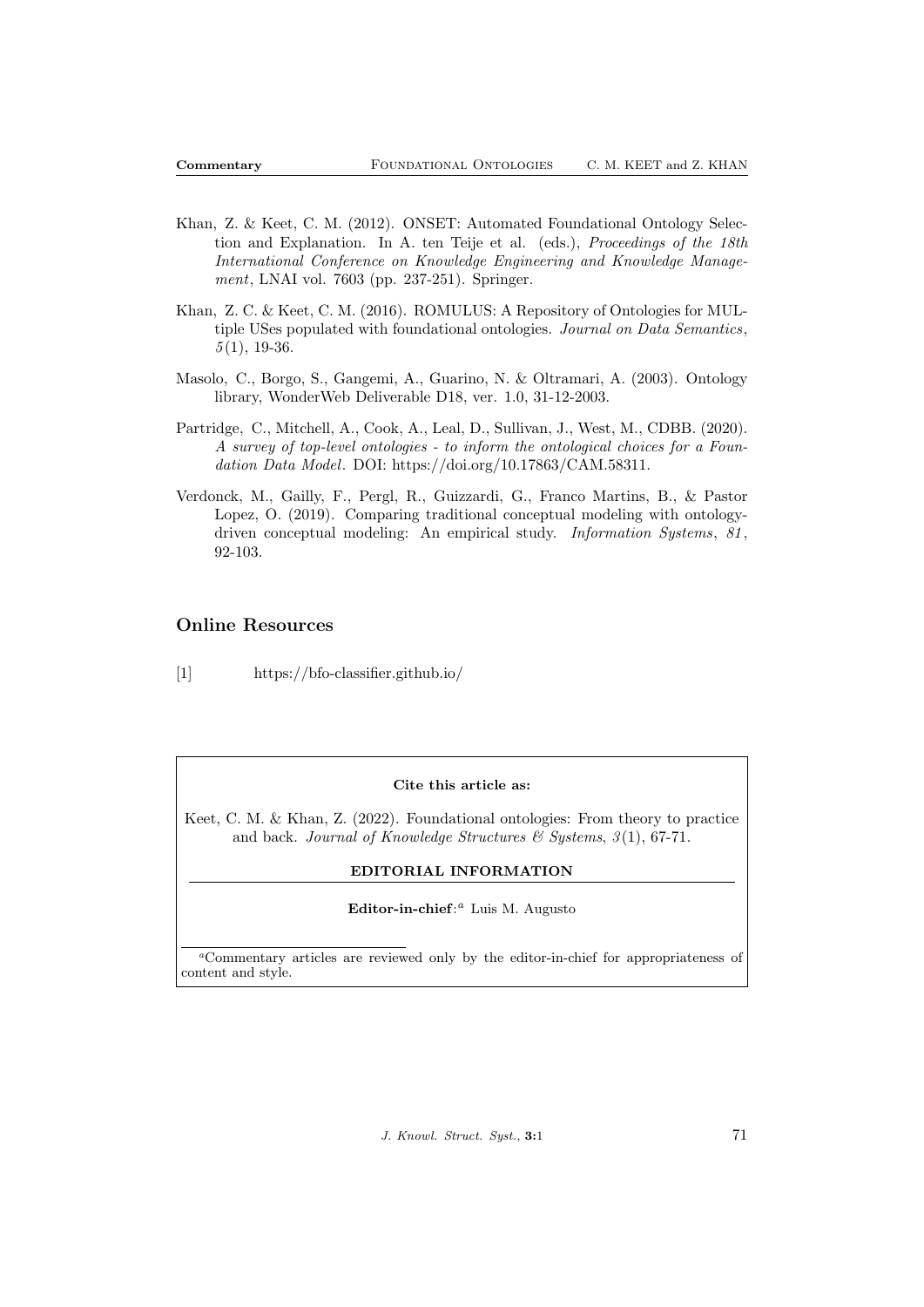Khan, Z. & Keet, C. M. (2012). ONSET: Automated Foundational Ontology Selection and Explanation. In A. ten Teije et al. (eds.), *Proceedings of the 18th International Conference on Knowledge Engineering and Knowledge Management*, LNAI vol. 7603 (pp. 237-251). Springer.

Khan, Z. C. & Keet, C. M. (2016). ROMULUS: A Repository of Ontologies for MULtiple USes populated with foundational ontologies. *Journal on Data Semantics*, *5*(1), 19-36.

Masolo, C., Borgo, S., Gangemi, A., Guarino, N. & Oltramari, A. (2003). Ontology library, WonderWeb Deliverable D18, ver. 1.0, 31-12-2003.

Partridge, C., Mitchell, A., Cook, A., Leal, D., Sullivan, J., West, M., CDBB. (2020). *A survey of top-level ontologies - to inform the ontological choices for a Foundation Data Model*. DOI: https://doi.org/10.17863/CAM.58311.

Verdonck, M., Gailly, F., Pergl, R., Guizzardi, G., Franco Martins, B., & Pastor Lopez, O. (2019). Comparing traditional conceptual modeling with ontology-driven conceptual modeling: An empirical study. *Information Systems*, *81*, 92-103.

## Online Resources

[1] https://bfo-classifier.github.io/

---

**Cite this article as:**

Keet, C. M. & Khan, Z. (2022). Foundational ontologies: From theory to practice and back. *Journal of Knowledge Structures & Systems*, *3*(1), 67-71.

**EDITORIAL INFORMATION**

**Editor-in-chief**:[a] Luis M. Augusto

[a] Commentary articles are reviewed only by the editor-in-chief for appropriateness of content and style.